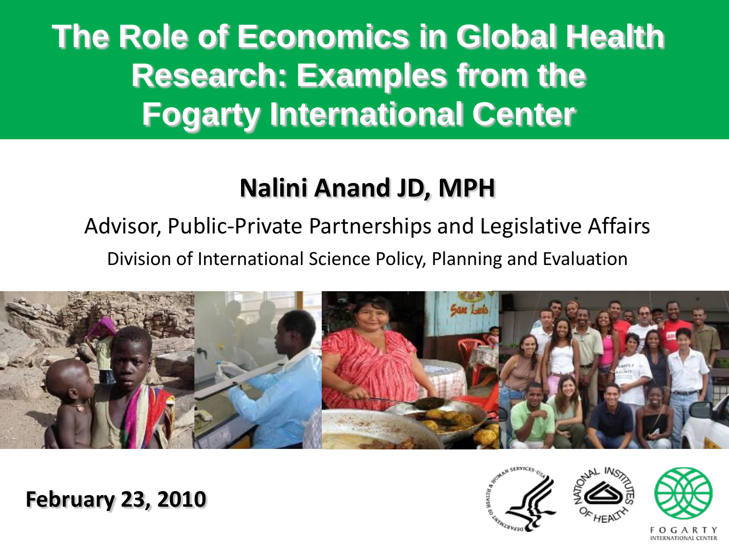# The Role of Economics in Global Health Research: Examples from the Fogarty International Center

## Nalini Anand JD, MPH

Advisor, Public-Private Partnerships and Legislative Affairs

Division of International Science Policy, Planning and Evaluation

**February 23, 2010**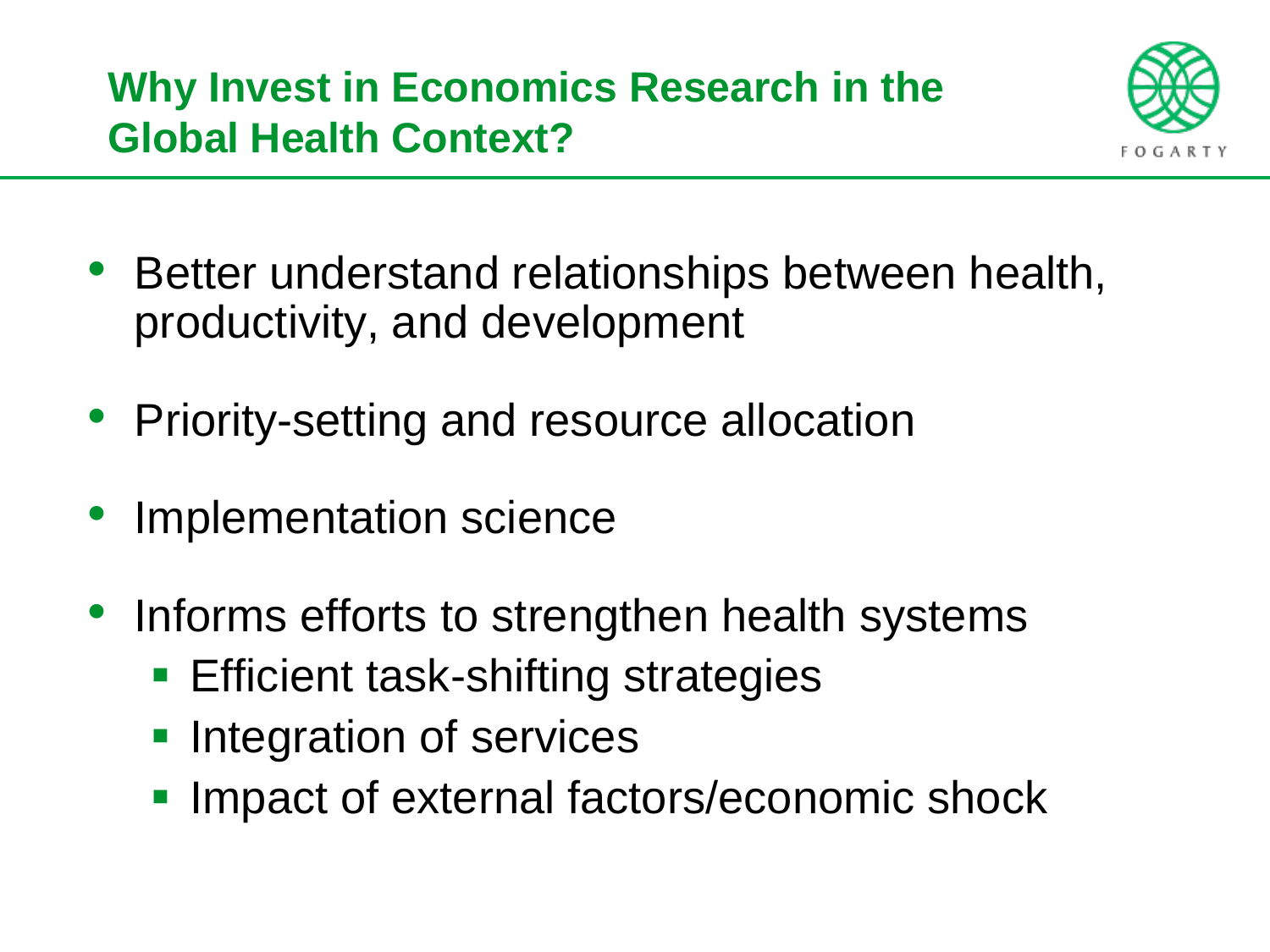## Why Invest in Economics Research in the Global Health Context?

- Better understand relationships between health, productivity, and development
- Priority-setting and resource allocation
- Implementation science
- Informs efforts to strengthen health systems
  - Efficient task-shifting strategies
  - Integration of services
  - Impact of external factors/economic shock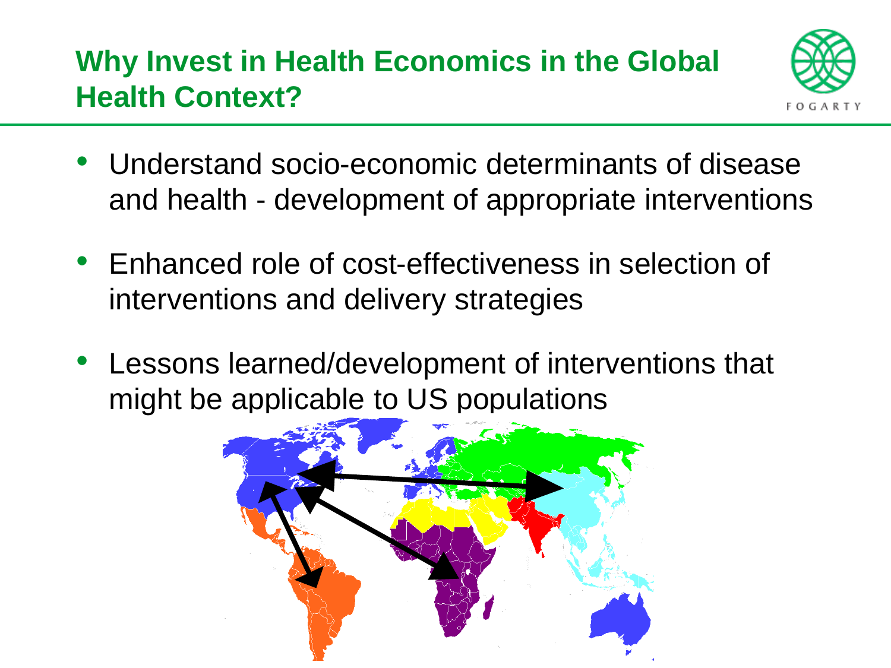## Why Invest in Health Economics in the Global Health Context?

- Understand socio-economic determinants of disease and health - development of appropriate interventions
- Enhanced role of cost-effectiveness in selection of interventions and delivery strategies
- Lessons learned/development of interventions that might be applicable to US populations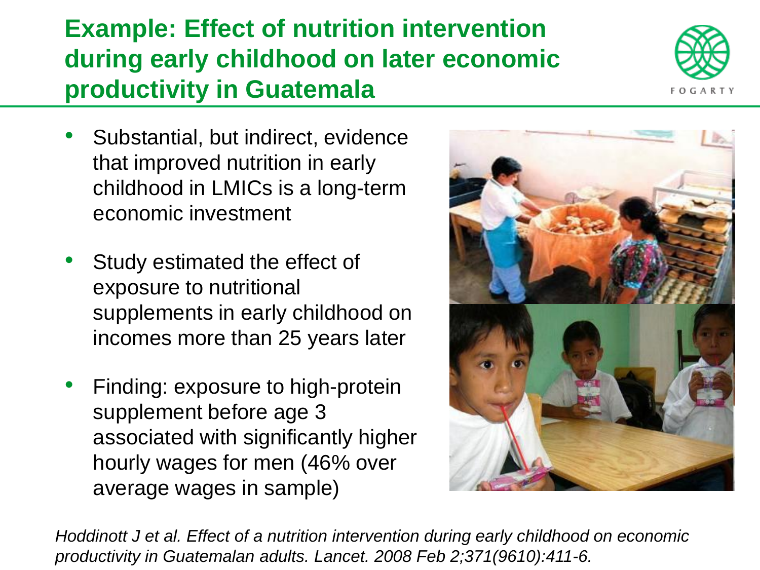# Example: Effect of nutrition intervention during early childhood on later economic productivity in Guatemala

- Substantial, but indirect, evidence that improved nutrition in early childhood in LMICs is a long-term economic investment
- Study estimated the effect of exposure to nutritional supplements in early childhood on incomes more than 25 years later
- Finding: exposure to high-protein supplement before age 3 associated with significantly higher hourly wages for men (46% over average wages in sample)

*Hoddinott J et al. Effect of a nutrition intervention during early childhood on economic productivity in Guatemalan adults. Lancet. 2008 Feb 2;371(9610):411-6.*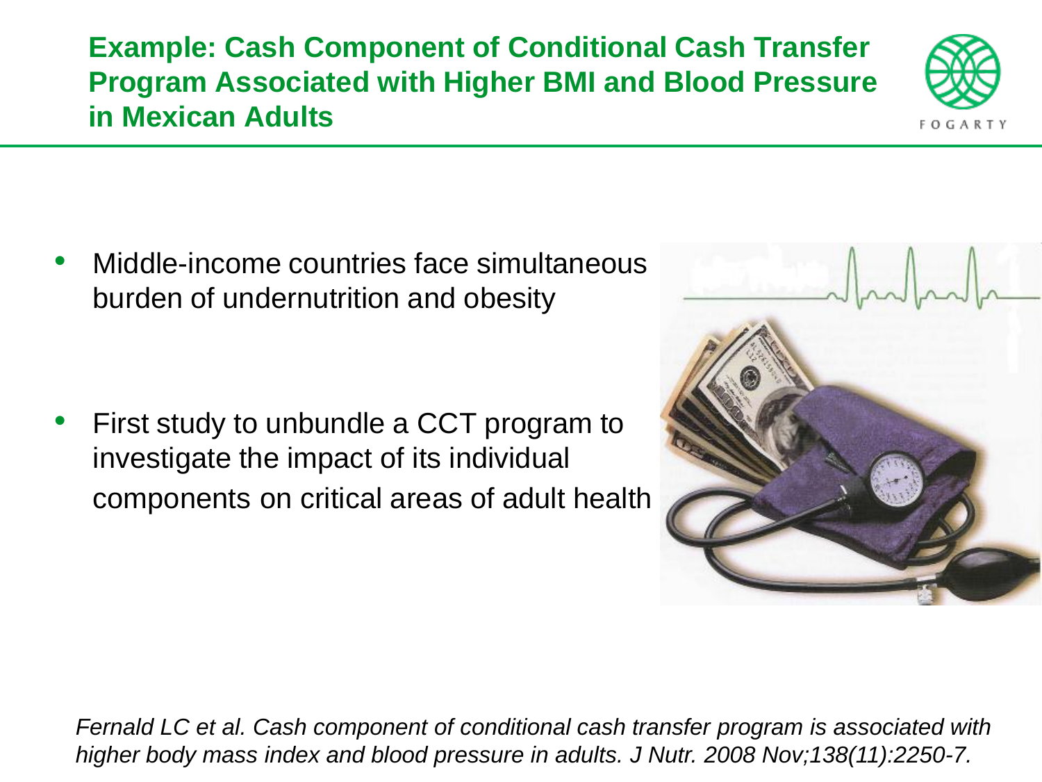# Example: Cash Component of Conditional Cash Transfer Program Associated with Higher BMI and Blood Pressure in Mexican Adults

- Middle-income countries face simultaneous burden of undernutrition and obesity

- First study to unbundle a CCT program to investigate the impact of its individual components on critical areas of adult health

*Fernald LC et al. Cash component of conditional cash transfer program is associated with higher body mass index and blood pressure in adults. J Nutr. 2008 Nov;138(11):2250-7.*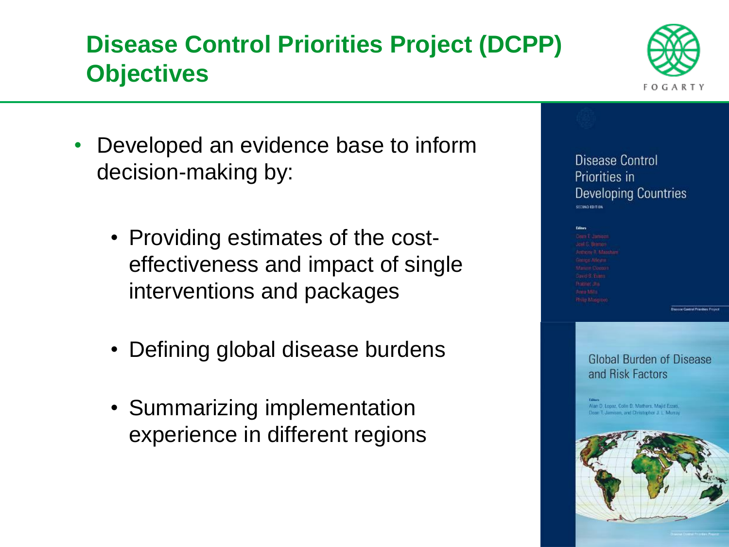# Disease Control Priorities Project (DCPP) Objectives

- Developed an evidence base to inform decision-making by:
  - Providing estimates of the cost-effectiveness and impact of single interventions and packages
  - Defining global disease burdens
  - Summarizing implementation experience in different regions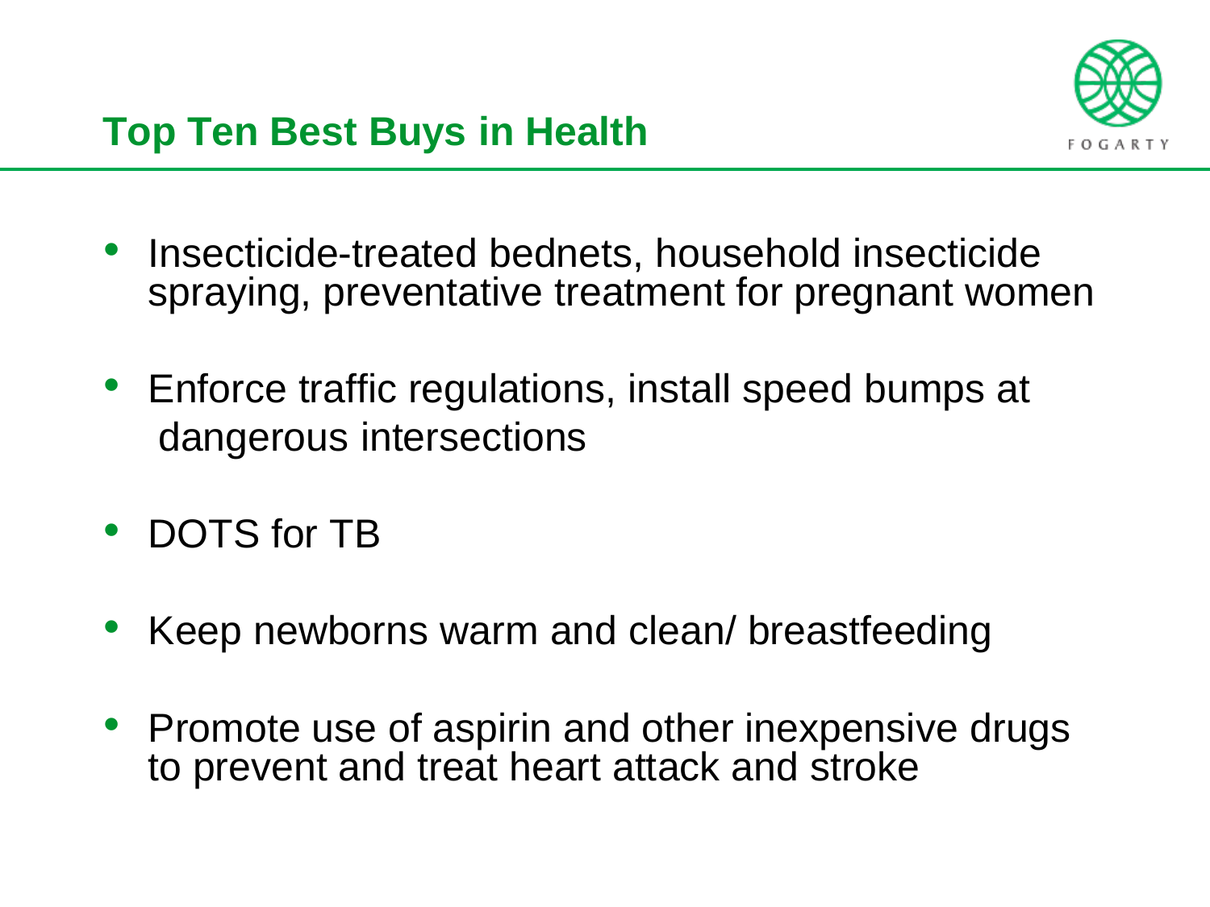## Top Ten Best Buys in Health

- Insecticide-treated bednets, household insecticide spraying, preventative treatment for pregnant women
- Enforce traffic regulations, install speed bumps at dangerous intersections
- DOTS for TB
- Keep newborns warm and clean/ breastfeeding
- Promote use of aspirin and other inexpensive drugs to prevent and treat heart attack and stroke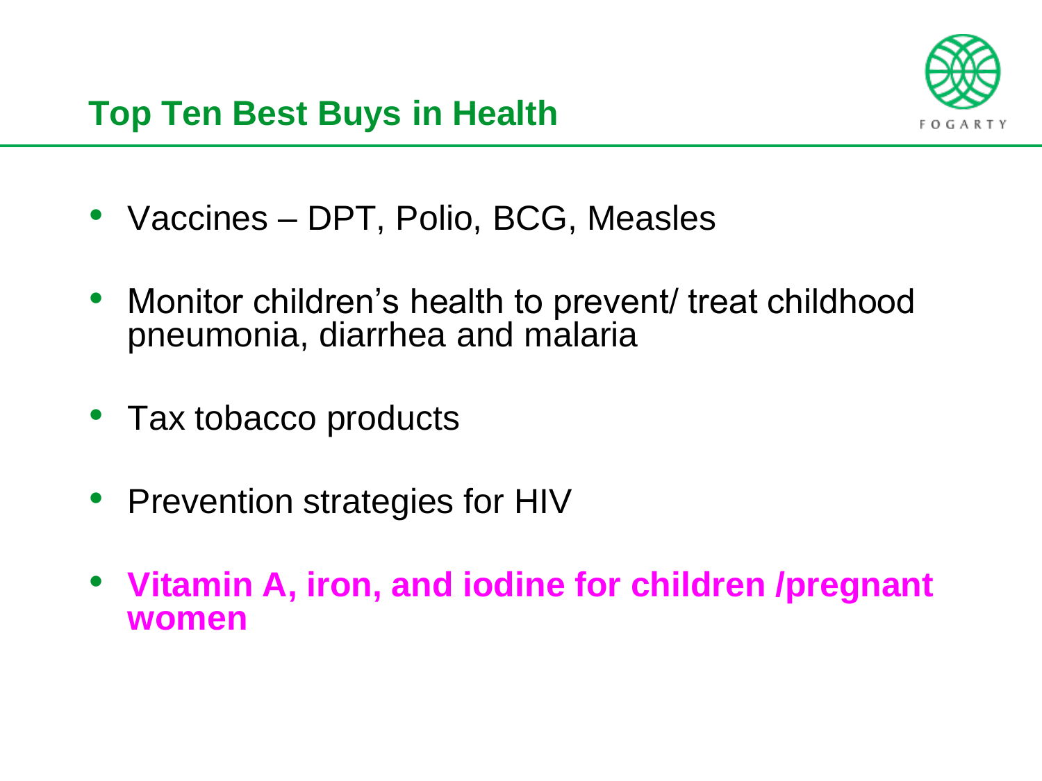## Top Ten Best Buys in Health

- Vaccines – DPT, Polio, BCG, Measles
- Monitor children's health to prevent/ treat childhood pneumonia, diarrhea and malaria
- Tax tobacco products
- Prevention strategies for HIV
- **Vitamin A, iron, and iodine for children /pregnant women**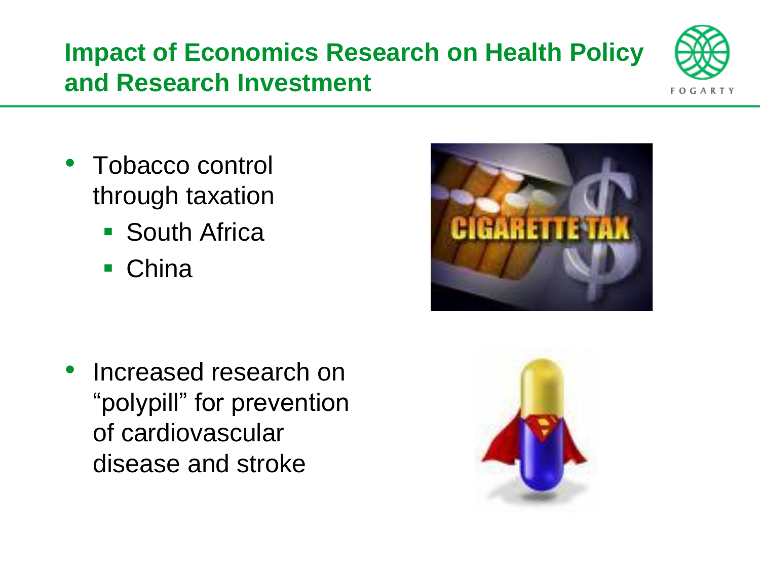# Impact of Economics Research on Health Policy and Research Investment

- Tobacco control through taxation
  - South Africa
  - China
- Increased research on "polypill" for prevention of cardiovascular disease and stroke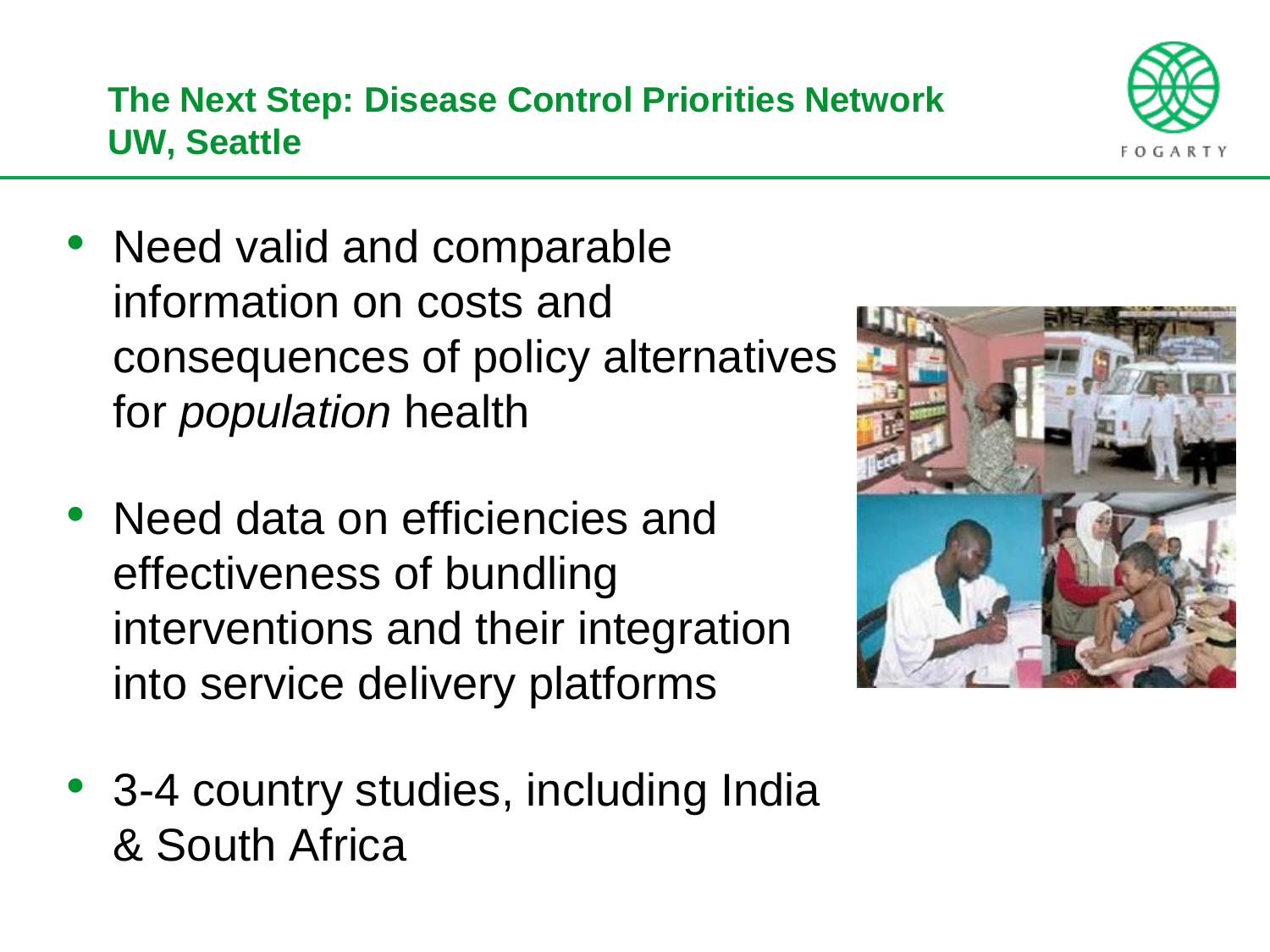## The Next Step: Disease Control Priorities Network UW, Seattle

- Need valid and comparable information on costs and consequences of policy alternatives for *population* health
- Need data on efficiencies and effectiveness of bundling interventions and their integration into service delivery platforms
- 3-4 country studies, including India & South Africa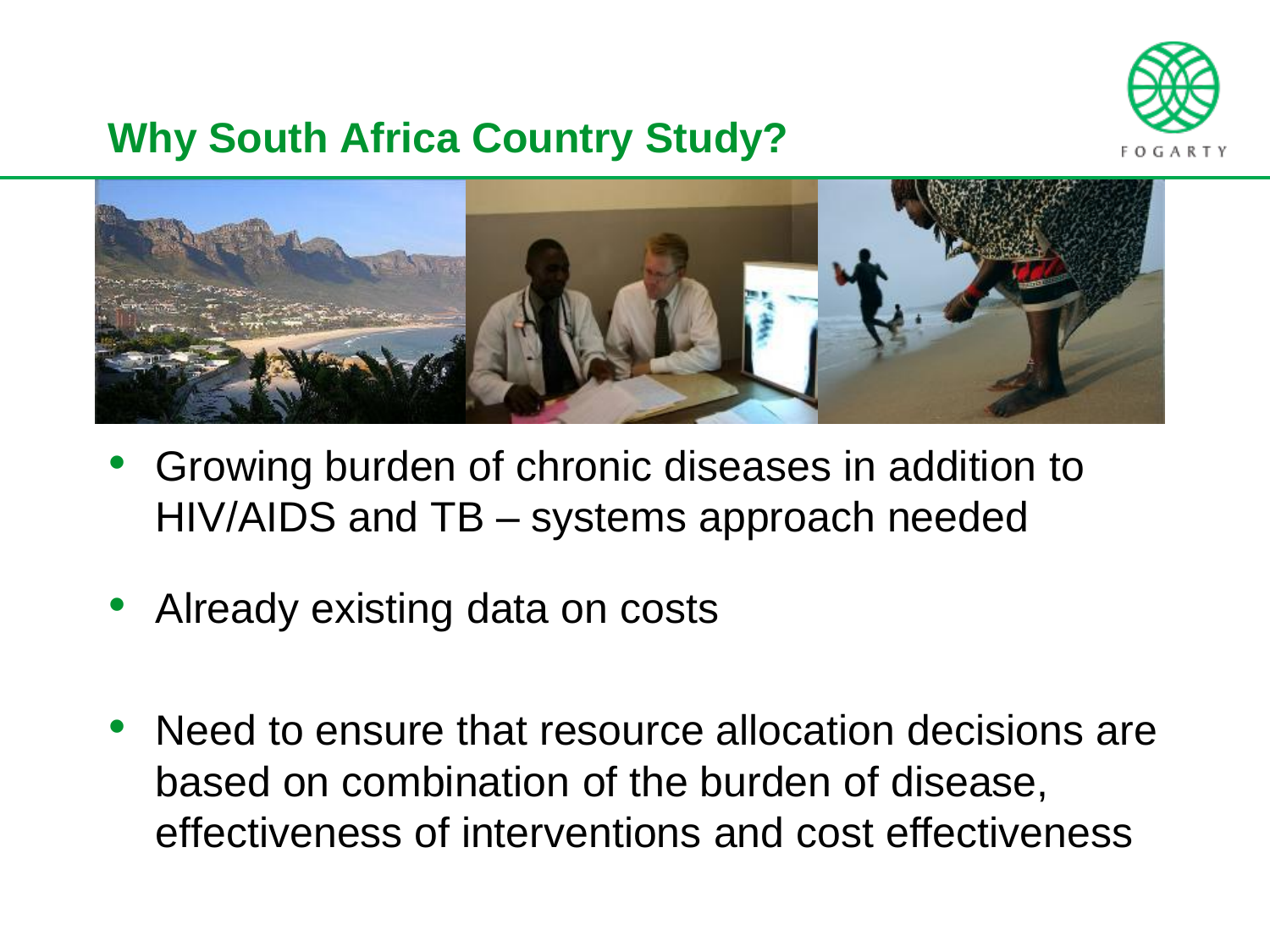## Why South Africa Country Study?

- Growing burden of chronic diseases in addition to HIV/AIDS and TB – systems approach needed
- Already existing data on costs
- Need to ensure that resource allocation decisions are based on combination of the burden of disease, effectiveness of interventions and cost effectiveness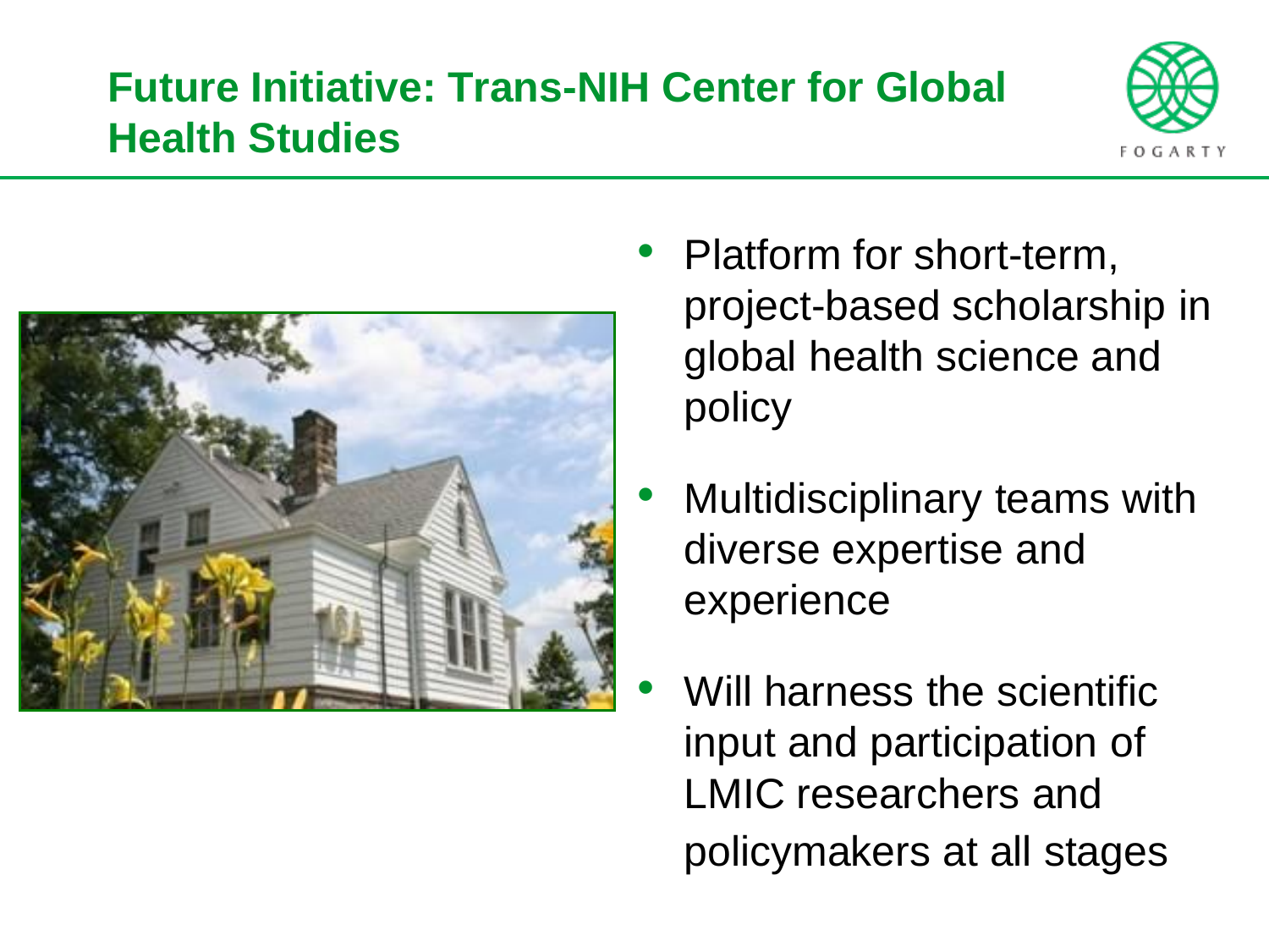# Future Initiative: Trans-NIH Center for Global Health Studies

- Platform for short-term, project-based scholarship in global health science and policy
- Multidisciplinary teams with diverse expertise and experience
- Will harness the scientific input and participation of LMIC researchers and policymakers at all stages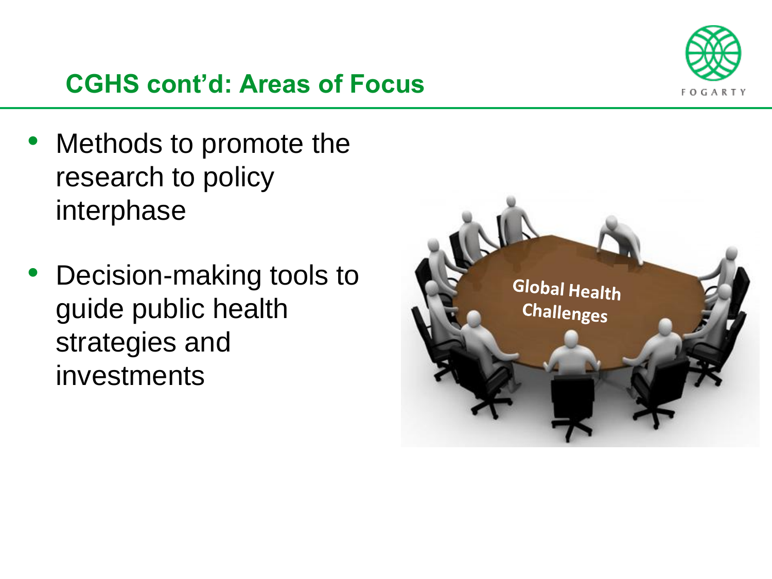## CGHS cont'd: Areas of Focus

- Methods to promote the research to policy interphase
- Decision-making tools to guide public health strategies and investments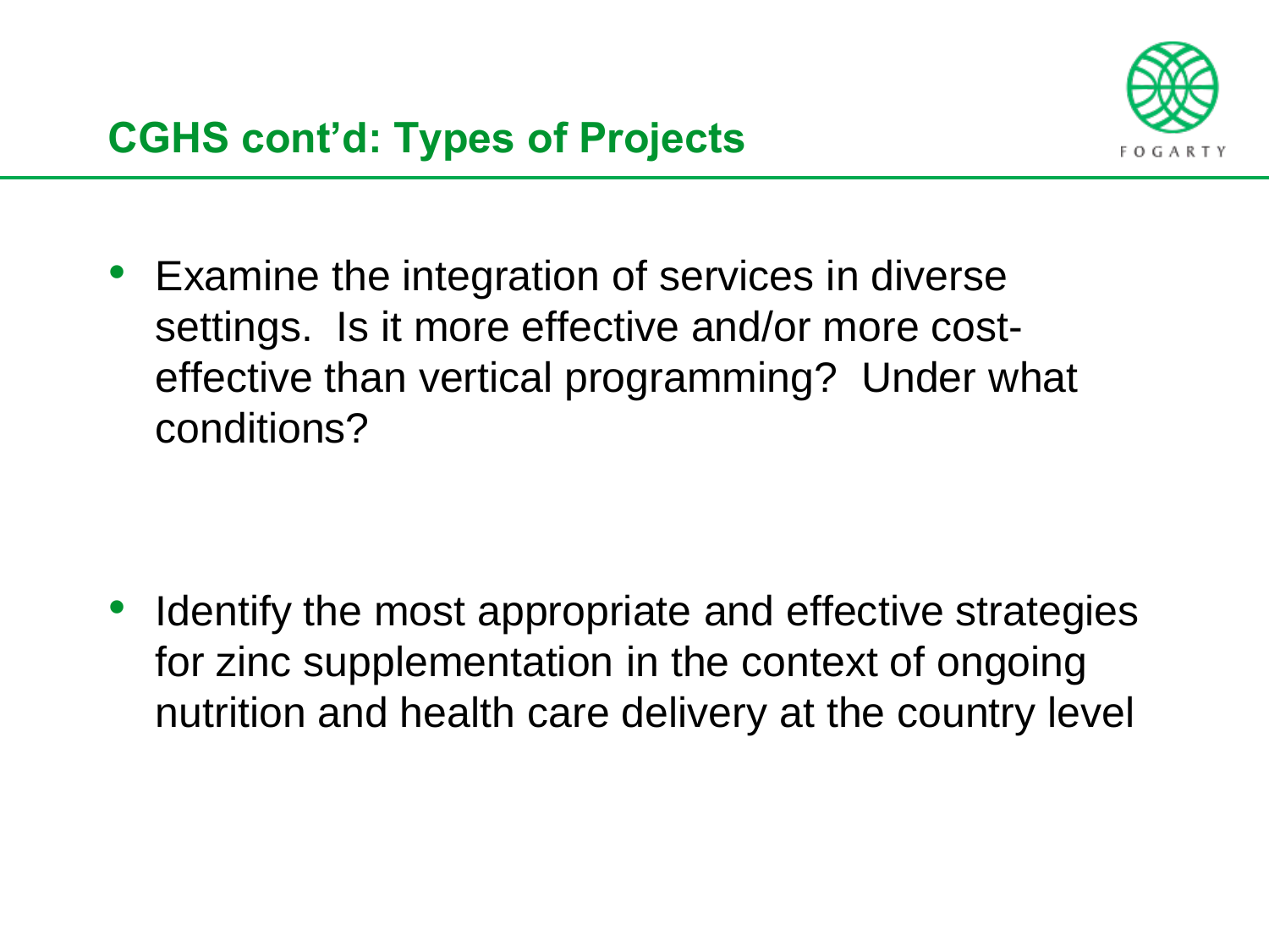## CGHS cont'd: Types of Projects

- Examine the integration of services in diverse settings. Is it more effective and/or more cost-effective than vertical programming? Under what conditions?

- Identify the most appropriate and effective strategies for zinc supplementation in the context of ongoing nutrition and health care delivery at the country level